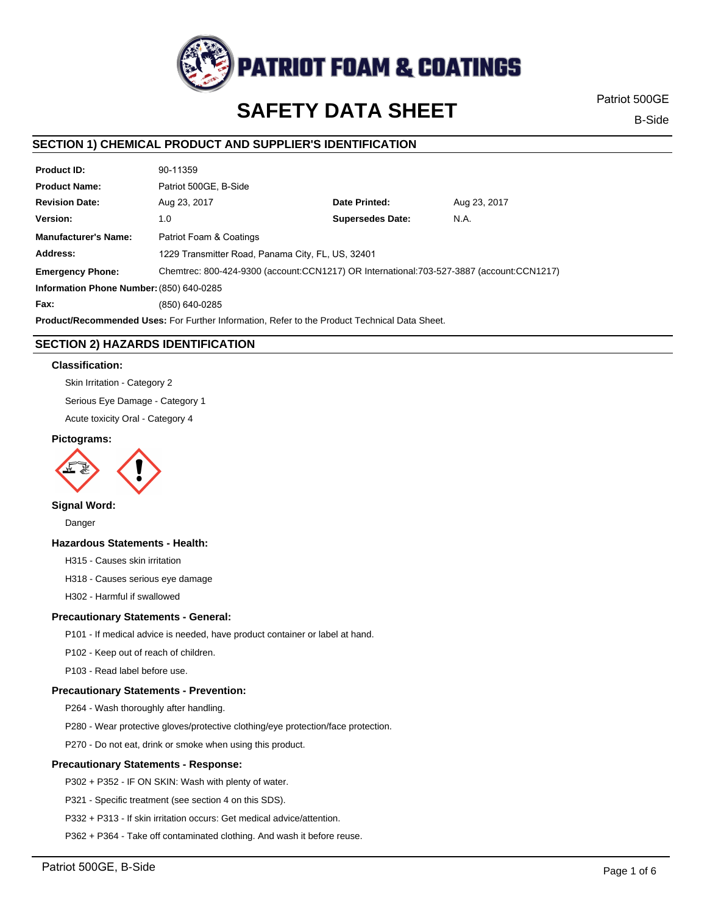PATRIOT FOAM & COATINGS

# SAFETY DATA SHEET

Patriot 500GE

B-Side

## SECTION 1) CHEMICAL PRODUCT AND SUPPLIER'S IDENTIFICATION

| | | | |
|---|---|---|---|
| **Product ID:** | 90-11359 | | |
| **Product Name:** | Patriot 500GE, B-Side | | |
| **Revision Date:** | Aug 23, 2017 | **Date Printed:** | Aug 23, 2017 |
| **Version:** | 1.0 | **Supersedes Date:** | N.A. |
| **Manufacturer's Name:** | Patriot Foam & Coatings | | |
| **Address:** | 1229 Transmitter Road, Panama City, FL, US, 32401 | | |
| **Emergency Phone:** | Chemtrec: 800-424-9300 (account:CCN1217) OR International:703-527-3887 (account:CCN1217) | | |
| **Information Phone Number:** | (850) 640-0285 | | |
| **Fax:** | (850) 640-0285 | | |

**Product/Recommended Uses:** For Further Information, Refer to the Product Technical Data Sheet.

## SECTION 2) HAZARDS IDENTIFICATION

### Classification:

Skin Irritation - Category 2

Serious Eye Damage - Category 1

Acute toxicity Oral - Category 4

### Pictograms:

### Signal Word:

Danger

### Hazardous Statements - Health:

H315 - Causes skin irritation

H318 - Causes serious eye damage

H302 - Harmful if swallowed

### Precautionary Statements - General:

P101 - If medical advice is needed, have product container or label at hand.

P102 - Keep out of reach of children.

P103 - Read label before use.

### Precautionary Statements - Prevention:

P264 - Wash thoroughly after handling.

P280 - Wear protective gloves/protective clothing/eye protection/face protection.

P270 - Do not eat, drink or smoke when using this product.

### Precautionary Statements - Response:

P302 + P352 - IF ON SKIN: Wash with plenty of water.

P321 - Specific treatment (see section 4 on this SDS).

P332 + P313 - If skin irritation occurs: Get medical advice/attention.

P362 + P364 - Take off contaminated clothing. And wash it before reuse.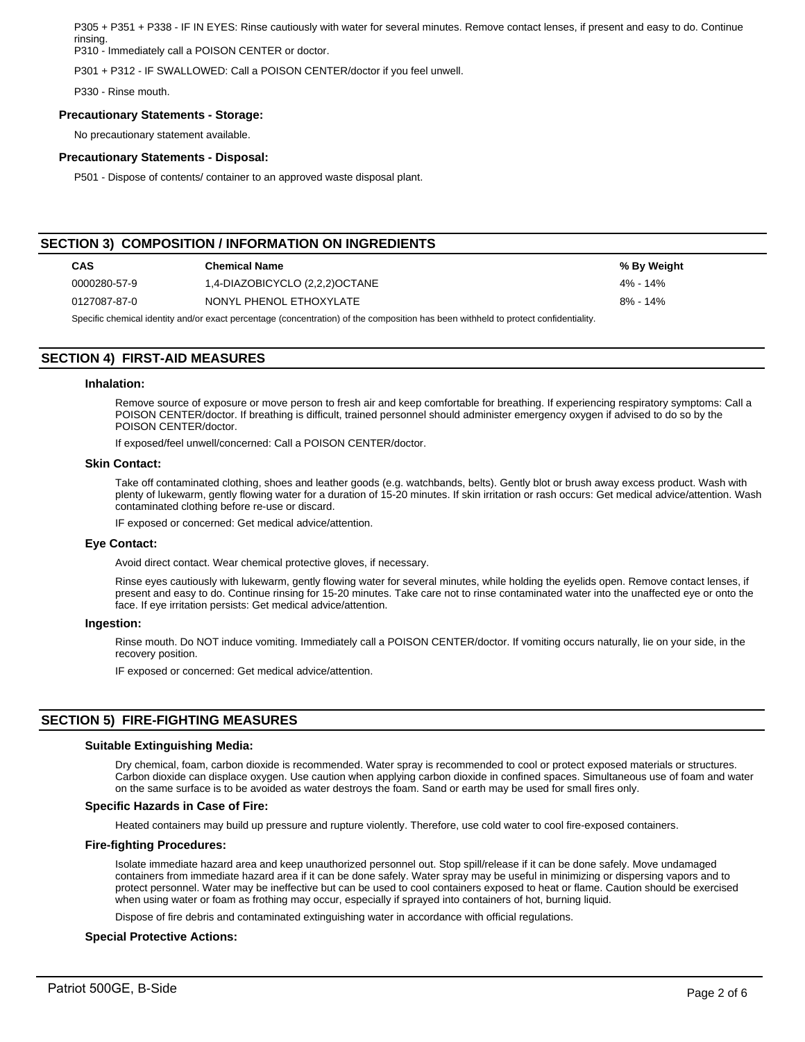P305 + P351 + P338 - IF IN EYES: Rinse cautiously with water for several minutes. Remove contact lenses, if present and easy to do. Continue rinsing.

P310 - Immediately call a POISON CENTER or doctor.

P301 + P312 - IF SWALLOWED: Call a POISON CENTER/doctor if you feel unwell.

P330 - Rinse mouth.

### Precautionary Statements - Storage:

No precautionary statement available.

### Precautionary Statements - Disposal:

P501 - Dispose of contents/ container to an approved waste disposal plant.

## SECTION 3) COMPOSITION / INFORMATION ON INGREDIENTS

| CAS | Chemical Name | % By Weight |
| --- | --- | --- |
| 0000280-57-9 | 1,4-DIAZOBICYCLO (2,2,2)OCTANE | 4% - 14% |
| 0127087-87-0 | NONYL PHENOL ETHOXYLATE | 8% - 14% |

Specific chemical identity and/or exact percentage (concentration) of the composition has been withheld to protect confidentiality.

## SECTION 4) FIRST-AID MEASURES

### Inhalation:

Remove source of exposure or move person to fresh air and keep comfortable for breathing. If experiencing respiratory symptoms: Call a POISON CENTER/doctor. If breathing is difficult, trained personnel should administer emergency oxygen if advised to do so by the POISON CENTER/doctor.

If exposed/feel unwell/concerned: Call a POISON CENTER/doctor.

### Skin Contact:

Take off contaminated clothing, shoes and leather goods (e.g. watchbands, belts). Gently blot or brush away excess product. Wash with plenty of lukewarm, gently flowing water for a duration of 15-20 minutes. If skin irritation or rash occurs: Get medical advice/attention. Wash contaminated clothing before re-use or discard.

IF exposed or concerned: Get medical advice/attention.

### Eye Contact:

Avoid direct contact. Wear chemical protective gloves, if necessary.

Rinse eyes cautiously with lukewarm, gently flowing water for several minutes, while holding the eyelids open. Remove contact lenses, if present and easy to do. Continue rinsing for 15-20 minutes. Take care not to rinse contaminated water into the unaffected eye or onto the face. If eye irritation persists: Get medical advice/attention.

### Ingestion:

Rinse mouth. Do NOT induce vomiting. Immediately call a POISON CENTER/doctor. If vomiting occurs naturally, lie on your side, in the recovery position.

IF exposed or concerned: Get medical advice/attention.

## SECTION 5) FIRE-FIGHTING MEASURES

### Suitable Extinguishing Media:

Dry chemical, foam, carbon dioxide is recommended. Water spray is recommended to cool or protect exposed materials or structures. Carbon dioxide can displace oxygen. Use caution when applying carbon dioxide in confined spaces. Simultaneous use of foam and water on the same surface is to be avoided as water destroys the foam. Sand or earth may be used for small fires only.

### Specific Hazards in Case of Fire:

Heated containers may build up pressure and rupture violently. Therefore, use cold water to cool fire-exposed containers.

### Fire-fighting Procedures:

Isolate immediate hazard area and keep unauthorized personnel out. Stop spill/release if it can be done safely. Move undamaged containers from immediate hazard area if it can be done safely. Water spray may be useful in minimizing or dispersing vapors and to protect personnel. Water may be ineffective but can be used to cool containers exposed to heat or flame. Caution should be exercised when using water or foam as frothing may occur, especially if sprayed into containers of hot, burning liquid.

Dispose of fire debris and contaminated extinguishing water in accordance with official regulations.

### Special Protective Actions: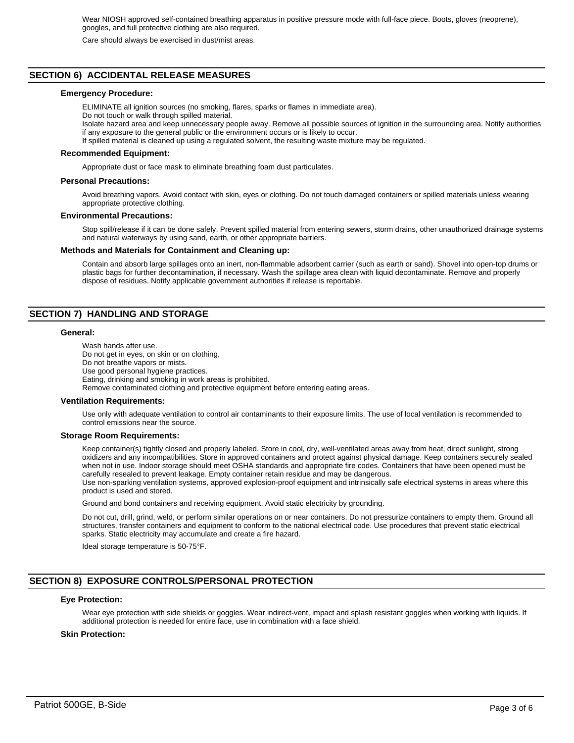Wear NIOSH approved self-contained breathing apparatus in positive pressure mode with full-face piece. Boots, gloves (neoprene), goggles, and full protective clothing are also required.

Care should always be exercised in dust/mist areas.

## SECTION 6) ACCIDENTAL RELEASE MEASURES

### Emergency Procedure:

ELIMINATE all ignition sources (no smoking, flares, sparks or flames in immediate area).
Do not touch or walk through spilled material.
Isolate hazard area and keep unnecessary people away. Remove all possible sources of ignition in the surrounding area. Notify authorities if any exposure to the general public or the environment occurs or is likely to occur.
If spilled material is cleaned up using a regulated solvent, the resulting waste mixture may be regulated.

### Recommended Equipment:

Appropriate dust or face mask to eliminate breathing foam dust particulates.

### Personal Precautions:

Avoid breathing vapors. Avoid contact with skin, eyes or clothing. Do not touch damaged containers or spilled materials unless wearing appropriate protective clothing.

### Environmental Precautions:

Stop spill/release if it can be done safely. Prevent spilled material from entering sewers, storm drains, other unauthorized drainage systems and natural waterways by using sand, earth, or other appropriate barriers.

### Methods and Materials for Containment and Cleaning up:

Contain and absorb large spillages onto an inert, non-flammable adsorbent carrier (such as earth or sand). Shovel into open-top drums or plastic bags for further decontamination, if necessary. Wash the spillage area clean with liquid decontaminate. Remove and properly dispose of residues. Notify applicable government authorities if release is reportable.

## SECTION 7) HANDLING AND STORAGE

### General:

Wash hands after use.
Do not get in eyes, on skin or on clothing.
Do not breathe vapors or mists.
Use good personal hygiene practices.
Eating, drinking and smoking in work areas is prohibited.
Remove contaminated clothing and protective equipment before entering eating areas.

### Ventilation Requirements:

Use only with adequate ventilation to control air contaminants to their exposure limits. The use of local ventilation is recommended to control emissions near the source.

### Storage Room Requirements:

Keep container(s) tightly closed and properly labeled. Store in cool, dry, well-ventilated areas away from heat, direct sunlight, strong oxidizers and any incompatibilities. Store in approved containers and protect against physical damage. Keep containers securely sealed when not in use. Indoor storage should meet OSHA standards and appropriate fire codes. Containers that have been opened must be carefully resealed to prevent leakage. Empty container retain residue and may be dangerous.
Use non-sparking ventilation systems, approved explosion-proof equipment and intrinsically safe electrical systems in areas where this product is used and stored.

Ground and bond containers and receiving equipment. Avoid static electricity by grounding.

Do not cut, drill, grind, weld, or perform similar operations on or near containers. Do not pressurize containers to empty them. Ground all structures, transfer containers and equipment to conform to the national electrical code. Use procedures that prevent static electrical sparks. Static electricity may accumulate and create a fire hazard.

Ideal storage temperature is 50-75°F.

## SECTION 8) EXPOSURE CONTROLS/PERSONAL PROTECTION

### Eye Protection:

Wear eye protection with side shields or goggles. Wear indirect-vent, impact and splash resistant goggles when working with liquids. If additional protection is needed for entire face, use in combination with a face shield.

### Skin Protection: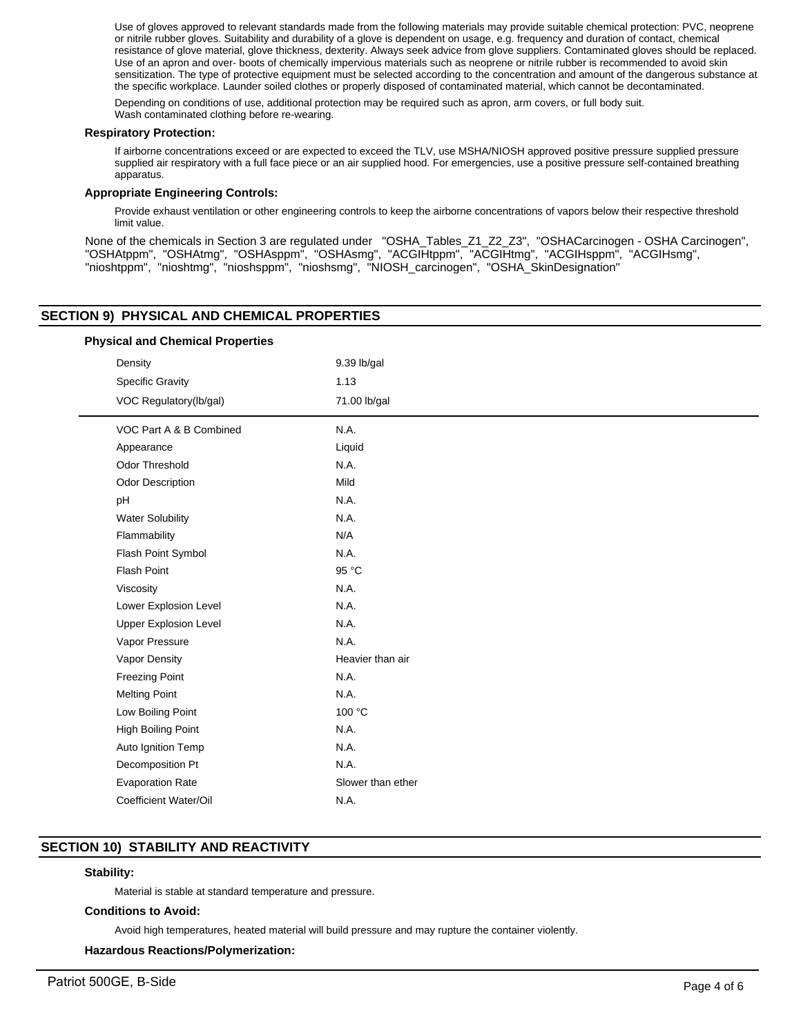Use of gloves approved to relevant standards made from the following materials may provide suitable chemical protection: PVC, neoprene or nitrile rubber gloves. Suitability and durability of a glove is dependent on usage, e.g. frequency and duration of contact, chemical resistance of glove material, glove thickness, dexterity. Always seek advice from glove suppliers. Contaminated gloves should be replaced. Use of an apron and over- boots of chemically impervious materials such as neoprene or nitrile rubber is recommended to avoid skin sensitization. The type of protective equipment must be selected according to the concentration and amount of the dangerous substance at the specific workplace. Launder soiled clothes or properly disposed of contaminated material, which cannot be decontaminated.

Depending on conditions of use, additional protection may be required such as apron, arm covers, or full body suit.
Wash contaminated clothing before re-wearing.

**Respiratory Protection:**

If airborne concentrations exceed or are expected to exceed the TLV, use MSHA/NIOSH approved positive pressure supplied pressure supplied air respiratory with a full face piece or an air supplied hood. For emergencies, use a positive pressure self-contained breathing apparatus.

**Appropriate Engineering Controls:**

Provide exhaust ventilation or other engineering controls to keep the airborne concentrations of vapors below their respective threshold limit value.

None of the chemicals in Section 3 are regulated under "OSHA_Tables_Z1_Z2_Z3", "OSHACarcinogen - OSHA Carcinogen", "OSHAtppm", "OSHAtmg", "OSHAsppm", "OSHAsmg", "ACGIHtppm", "ACGIHtmg", "ACGIHsppm", "ACGIHsmg", "nioshtppm", "nioshtmg", "nioshsppm", "nioshsmg", "NIOSH_carcinogen", "OSHA_SkinDesignation"

## SECTION 9) PHYSICAL AND CHEMICAL PROPERTIES

**Physical and Chemical Properties**

| Property | Value |
|---|---|
| Density | 9.39 lb/gal |
| Specific Gravity | 1.13 |
| VOC Regulatory(lb/gal) | 71.00 lb/gal |
| VOC Part A & B Combined | N.A. |
| Appearance | Liquid |
| Odor Threshold | N.A. |
| Odor Description | Mild |
| pH | N.A. |
| Water Solubility | N.A. |
| Flammability | N/A |
| Flash Point Symbol | N.A. |
| Flash Point | 95 °C |
| Viscosity | N.A. |
| Lower Explosion Level | N.A. |
| Upper Explosion Level | N.A. |
| Vapor Pressure | N.A. |
| Vapor Density | Heavier than air |
| Freezing Point | N.A. |
| Melting Point | N.A. |
| Low Boiling Point | 100 °C |
| High Boiling Point | N.A. |
| Auto Ignition Temp | N.A. |
| Decomposition Pt | N.A. |
| Evaporation Rate | Slower than ether |
| Coefficient Water/Oil | N.A. |

## SECTION 10) STABILITY AND REACTIVITY

**Stability:**

Material is stable at standard temperature and pressure.

**Conditions to Avoid:**

Avoid high temperatures, heated material will build pressure and may rupture the container violently.

**Hazardous Reactions/Polymerization:**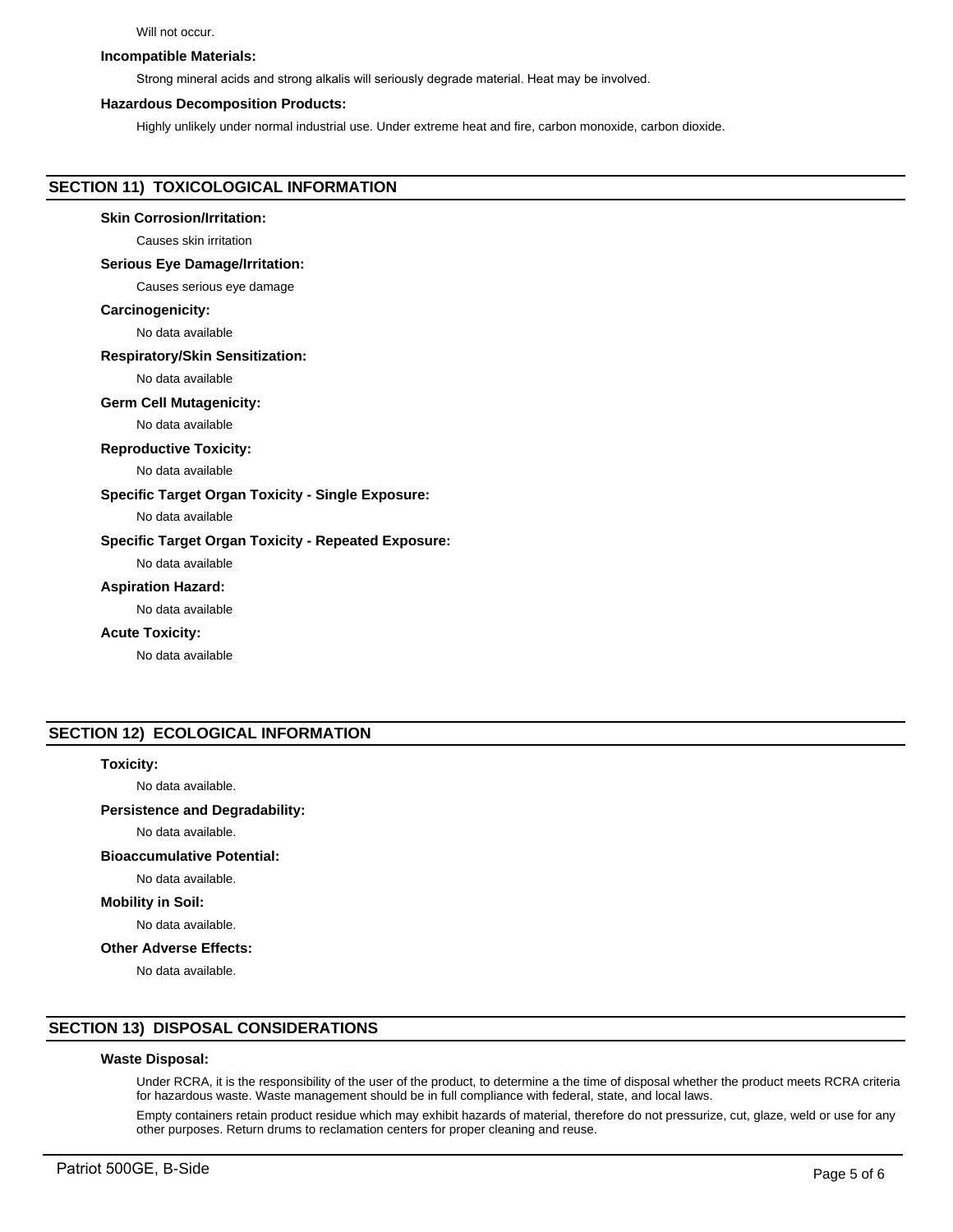Will not occur.

**Incompatible Materials:**

Strong mineral acids and strong alkalis will seriously degrade material. Heat may be involved.

**Hazardous Decomposition Products:**

Highly unlikely under normal industrial use. Under extreme heat and fire, carbon monoxide, carbon dioxide.

## SECTION 11) TOXICOLOGICAL INFORMATION

**Skin Corrosion/Irritation:**

Causes skin irritation

**Serious Eye Damage/Irritation:**

Causes serious eye damage

**Carcinogenicity:**

No data available

**Respiratory/Skin Sensitization:**

No data available

**Germ Cell Mutagenicity:**

No data available

**Reproductive Toxicity:**

No data available

**Specific Target Organ Toxicity - Single Exposure:**

No data available

**Specific Target Organ Toxicity - Repeated Exposure:**

No data available

**Aspiration Hazard:**

No data available

**Acute Toxicity:**

No data available

## SECTION 12) ECOLOGICAL INFORMATION

**Toxicity:**

No data available.

**Persistence and Degradability:**

No data available.

**Bioaccumulative Potential:**

No data available.

**Mobility in Soil:**

No data available.

**Other Adverse Effects:**

No data available.

## SECTION 13) DISPOSAL CONSIDERATIONS

**Waste Disposal:**

Under RCRA, it is the responsibility of the user of the product, to determine a the time of disposal whether the product meets RCRA criteria for hazardous waste. Waste management should be in full compliance with federal, state, and local laws.

Empty containers retain product residue which may exhibit hazards of material, therefore do not pressurize, cut, glaze, weld or use for any other purposes. Return drums to reclamation centers for proper cleaning and reuse.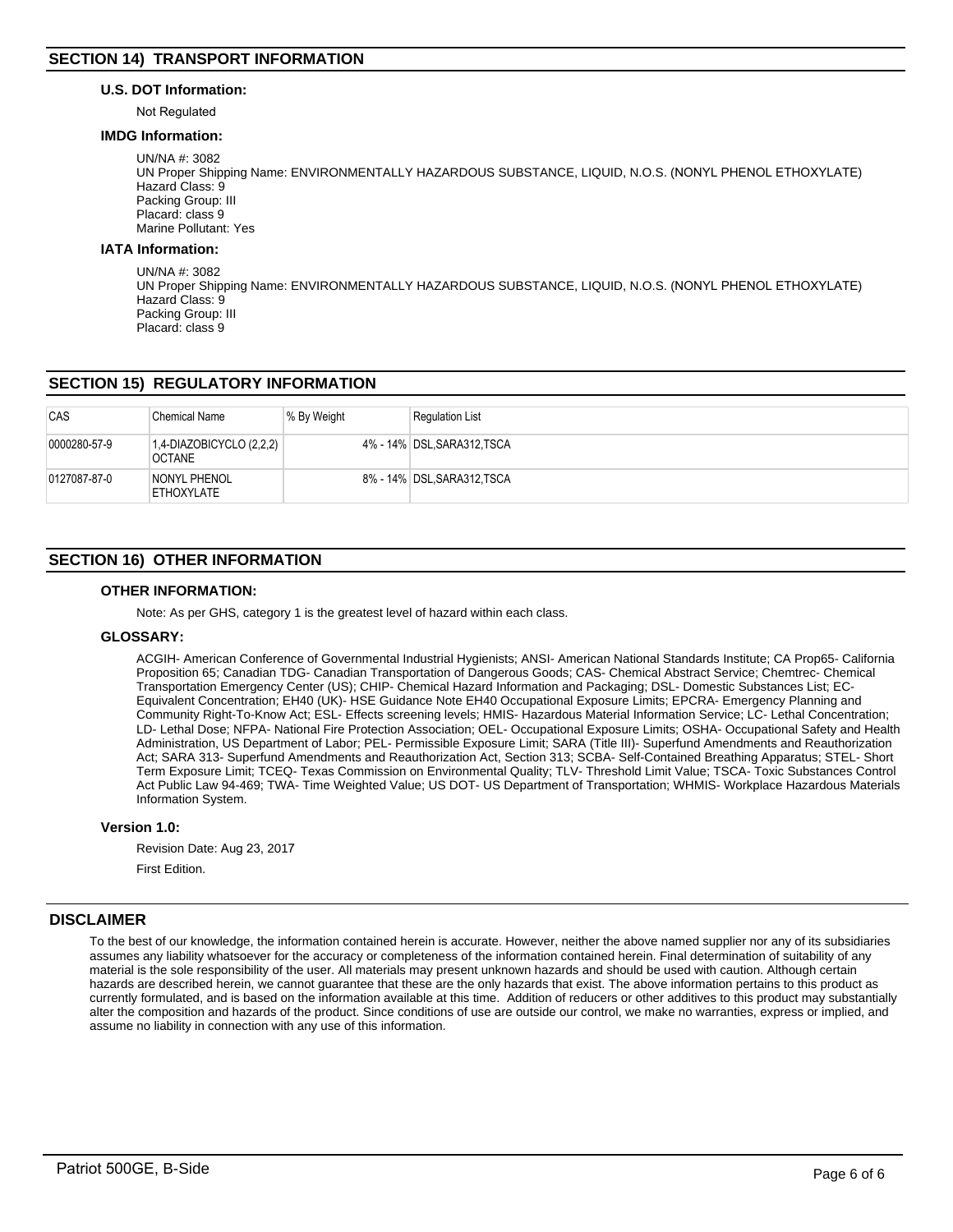## SECTION 14) TRANSPORT INFORMATION

### U.S. DOT Information:

Not Regulated

### IMDG Information:

UN/NA #: 3082
UN Proper Shipping Name: ENVIRONMENTALLY HAZARDOUS SUBSTANCE, LIQUID, N.O.S. (NONYL PHENOL ETHOXYLATE)
Hazard Class: 9
Packing Group: III
Placard: class 9
Marine Pollutant: Yes

### IATA Information:

UN/NA #: 3082
UN Proper Shipping Name: ENVIRONMENTALLY HAZARDOUS SUBSTANCE, LIQUID, N.O.S. (NONYL PHENOL ETHOXYLATE)
Hazard Class: 9
Packing Group: III
Placard: class 9

## SECTION 15) REGULATORY INFORMATION

| CAS | Chemical Name | % By Weight | Regulation List |
|---|---|---|---|
| 0000280-57-9 | 1,4-DIAZOBICYCLO (2,2,2) OCTANE | 4% - 14% | DSL,SARA312,TSCA |
| 0127087-87-0 | NONYL PHENOL ETHOXYLATE | 8% - 14% | DSL,SARA312,TSCA |

## SECTION 16) OTHER INFORMATION

### OTHER INFORMATION:

Note: As per GHS, category 1 is the greatest level of hazard within each class.

### GLOSSARY:

ACGIH- American Conference of Governmental Industrial Hygienists; ANSI- American National Standards Institute; CA Prop65- California Proposition 65; Canadian TDG- Canadian Transportation of Dangerous Goods; CAS- Chemical Abstract Service; Chemtrec- Chemical Transportation Emergency Center (US); CHIP- Chemical Hazard Information and Packaging; DSL- Domestic Substances List; EC- Equivalent Concentration; EH40 (UK)- HSE Guidance Note EH40 Occupational Exposure Limits; EPCRA- Emergency Planning and Community Right-To-Know Act; ESL- Effects screening levels; HMIS- Hazardous Material Information Service; LC- Lethal Concentration; LD- Lethal Dose; NFPA- National Fire Protection Association; OEL- Occupational Exposure Limits; OSHA- Occupational Safety and Health Administration, US Department of Labor; PEL- Permissible Exposure Limit; SARA (Title III)- Superfund Amendments and Reauthorization Act; SARA 313- Superfund Amendments and Reauthorization Act, Section 313; SCBA- Self-Contained Breathing Apparatus; STEL- Short Term Exposure Limit; TCEQ- Texas Commission on Environmental Quality; TLV- Threshold Limit Value; TSCA- Toxic Substances Control Act Public Law 94-469; TWA- Time Weighted Value; US DOT- US Department of Transportation; WHMIS- Workplace Hazardous Materials Information System.

### Version 1.0:

Revision Date: Aug 23, 2017

First Edition.

## DISCLAIMER

To the best of our knowledge, the information contained herein is accurate. However, neither the above named supplier nor any of its subsidiaries assumes any liability whatsoever for the accuracy or completeness of the information contained herein. Final determination of suitability of any material is the sole responsibility of the user. All materials may present unknown hazards and should be used with caution. Although certain hazards are described herein, we cannot guarantee that these are the only hazards that exist. The above information pertains to this product as currently formulated, and is based on the information available at this time. Addition of reducers or other additives to this product may substantially alter the composition and hazards of the product. Since conditions of use are outside our control, we make no warranties, express or implied, and assume no liability in connection with any use of this information.